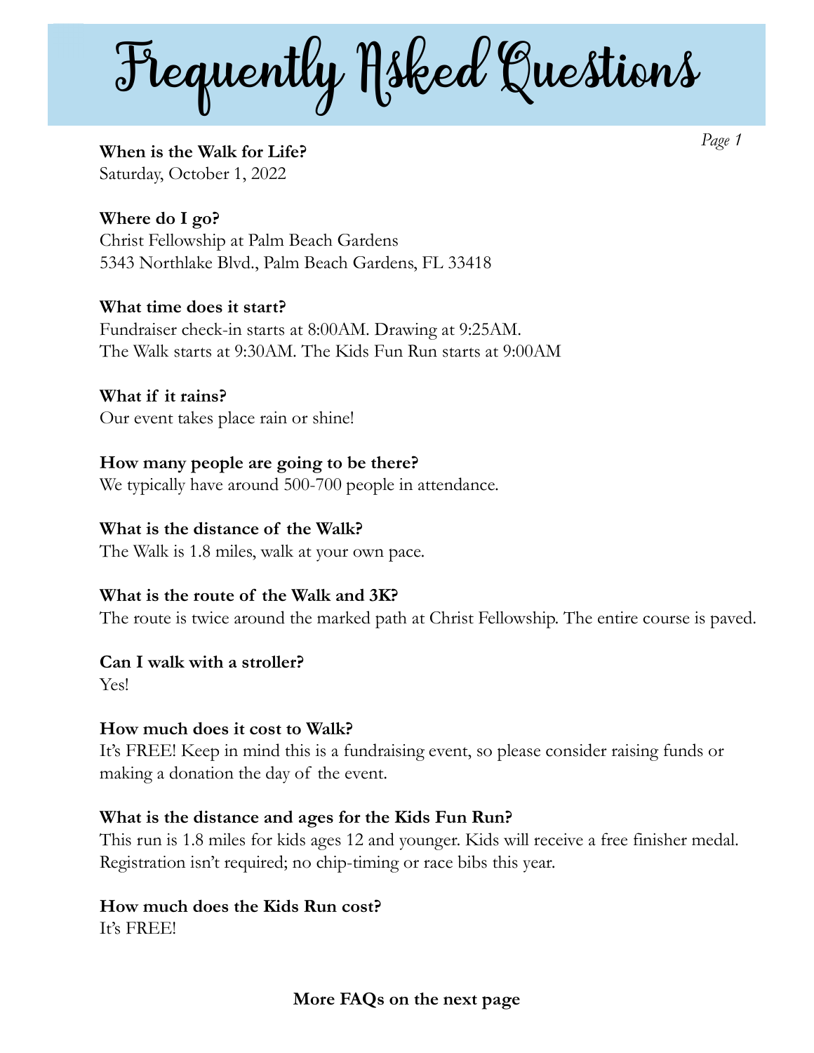# Frequently Asked Questions

**When is the Walk for Life?**
Saturday, October 1, 2022

**Where do I go?**
Christ Fellowship at Palm Beach Gardens
5343 Northlake Blvd., Palm Beach Gardens, FL 33418

**What time does it start?**
Fundraiser check-in starts at 8:00AM. Drawing at 9:25AM.
The Walk starts at 9:30AM. The Kids Fun Run starts at 9:00AM

**What if it rains?**
Our event takes place rain or shine!

**How many people are going to be there?**
We typically have around 500-700 people in attendance.

**What is the distance of the Walk?**
The Walk is 1.8 miles, walk at your own pace.

**What is the route of the Walk and 3K?**
The route is twice around the marked path at Christ Fellowship. The entire course is paved.

**Can I walk with a stroller?**
Yes!

**How much does it cost to Walk?**
It's FREE! Keep in mind this is a fundraising event, so please consider raising funds or making a donation the day of the event.

**What is the distance and ages for the Kids Fun Run?**
This run is 1.8 miles for kids ages 12 and younger. Kids will receive a free finisher medal. Registration isn't required; no chip-timing or race bibs this year.

**How much does the Kids Run cost?**
It's FREE!

**More FAQs on the next page**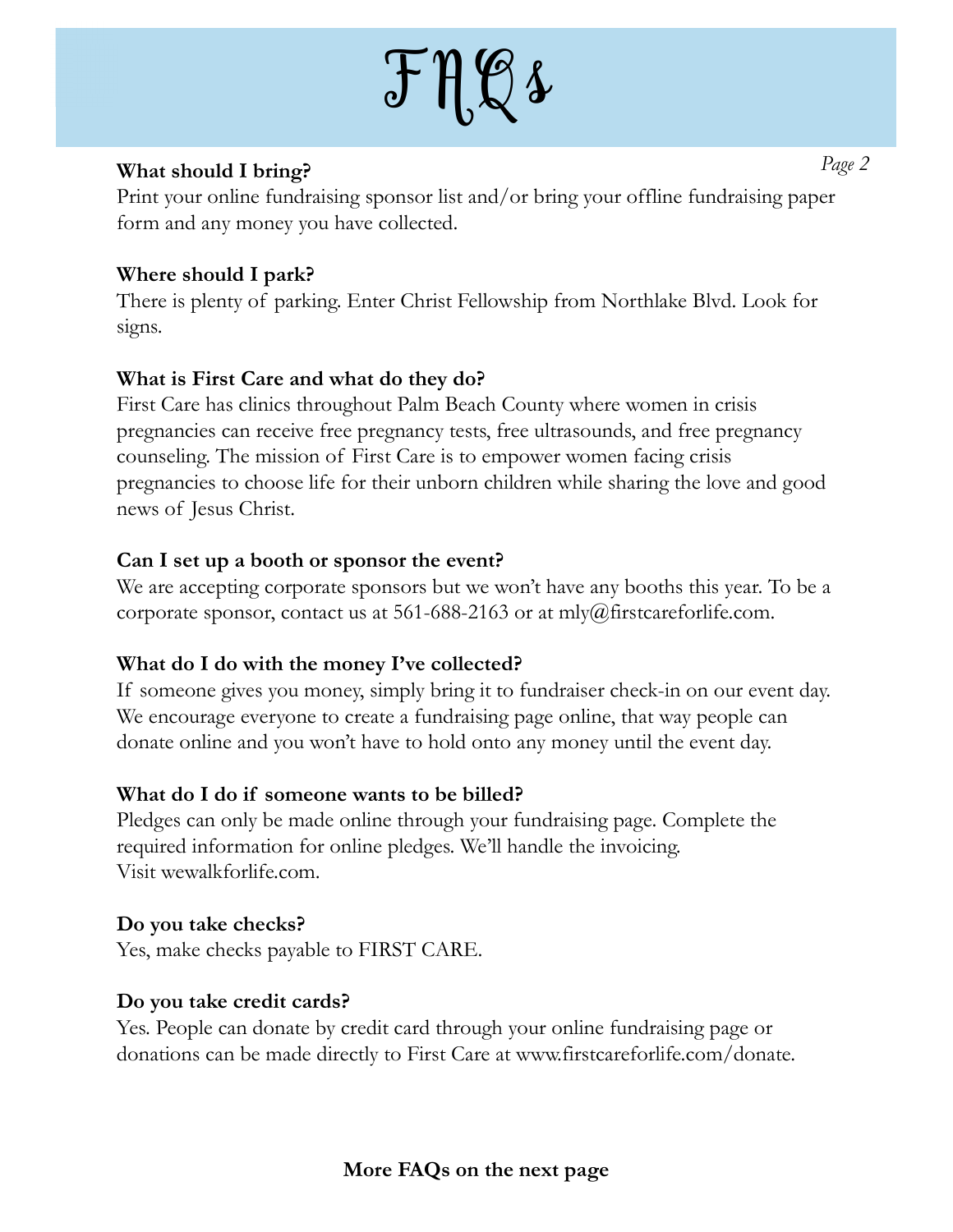# FAQs

**What should I bring?**
Print your online fundraising sponsor list and/or bring your offline fundraising paper form and any money you have collected.

**Where should I park?**
There is plenty of parking. Enter Christ Fellowship from Northlake Blvd. Look for signs.

**What is First Care and what do they do?**
First Care has clinics throughout Palm Beach County where women in crisis pregnancies can receive free pregnancy tests, free ultrasounds, and free pregnancy counseling. The mission of First Care is to empower women facing crisis pregnancies to choose life for their unborn children while sharing the love and good news of Jesus Christ.

**Can I set up a booth or sponsor the event?**
We are accepting corporate sponsors but we won't have any booths this year. To be a corporate sponsor, contact us at 561-688-2163 or at mly@firstcareforlife.com.

**What do I do with the money I've collected?**
If someone gives you money, simply bring it to fundraiser check-in on our event day. We encourage everyone to create a fundraising page online, that way people can donate online and you won't have to hold onto any money until the event day.

**What do I do if someone wants to be billed?**
Pledges can only be made online through your fundraising page. Complete the required information for online pledges. We'll handle the invoicing.
Visit wewalkforlife.com.

**Do you take checks?**
Yes, make checks payable to FIRST CARE.

**Do you take credit cards?**
Yes. People can donate by credit card through your online fundraising page or donations can be made directly to First Care at www.firstcareforlife.com/donate.

**More FAQs on the next page**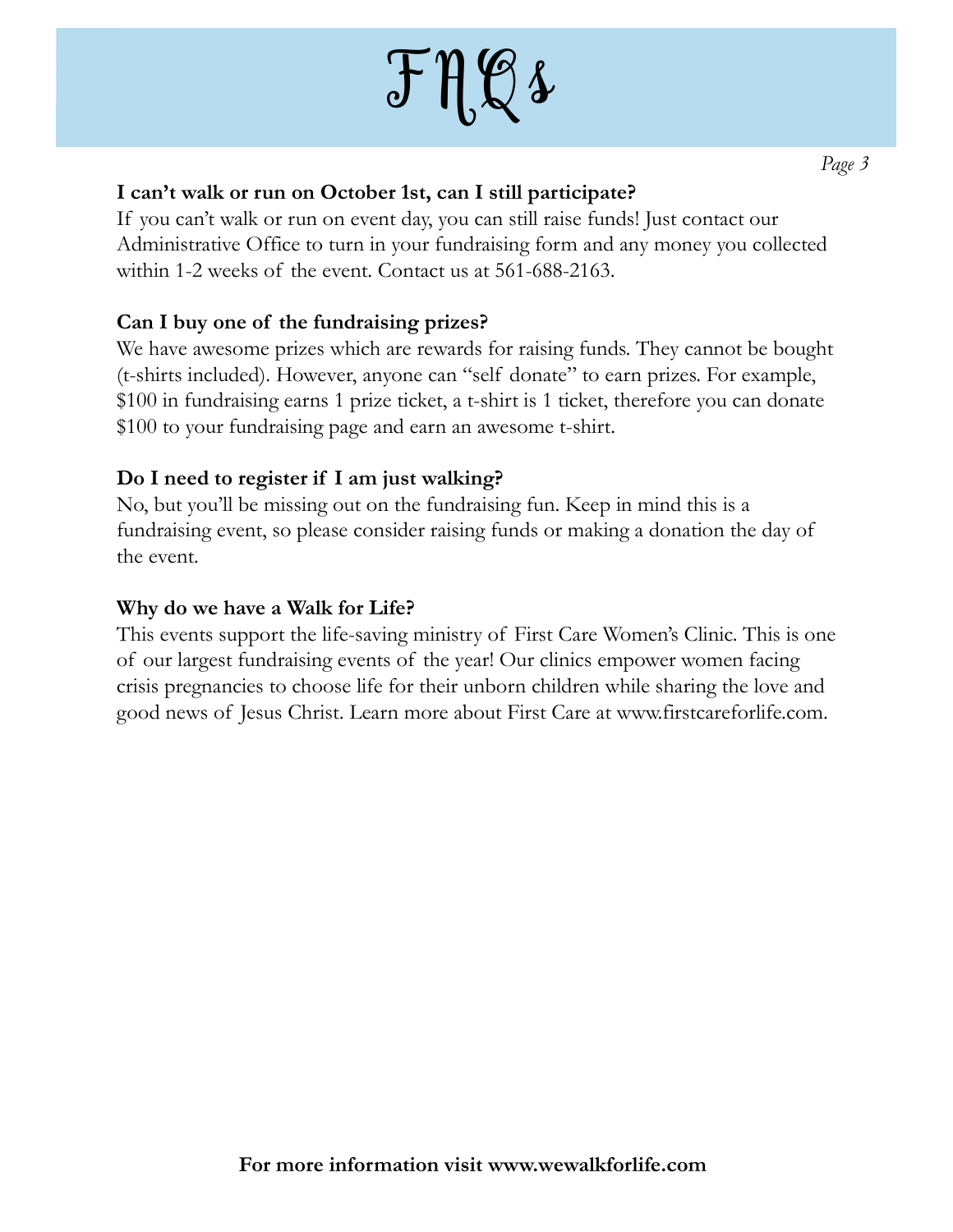# FAQs

**I can't walk or run on October 1st, can I still participate?**

If you can't walk or run on event day, you can still raise funds! Just contact our Administrative Office to turn in your fundraising form and any money you collected within 1-2 weeks of the event. Contact us at 561-688-2163.

**Can I buy one of the fundraising prizes?**

We have awesome prizes which are rewards for raising funds. They cannot be bought (t-shirts included). However, anyone can "self donate" to earn prizes. For example, $100 in fundraising earns 1 prize ticket, a t-shirt is 1 ticket, therefore you can donate $100 to your fundraising page and earn an awesome t-shirt.

**Do I need to register if I am just walking?**

No, but you'll be missing out on the fundraising fun. Keep in mind this is a fundraising event, so please consider raising funds or making a donation the day of the event.

**Why do we have a Walk for Life?**

This events support the life-saving ministry of First Care Women's Clinic. This is one of our largest fundraising events of the year! Our clinics empower women facing crisis pregnancies to choose life for their unborn children while sharing the love and good news of Jesus Christ. Learn more about First Care at www.firstcareforlife.com.

**For more information visit www.wewalkforlife.com**